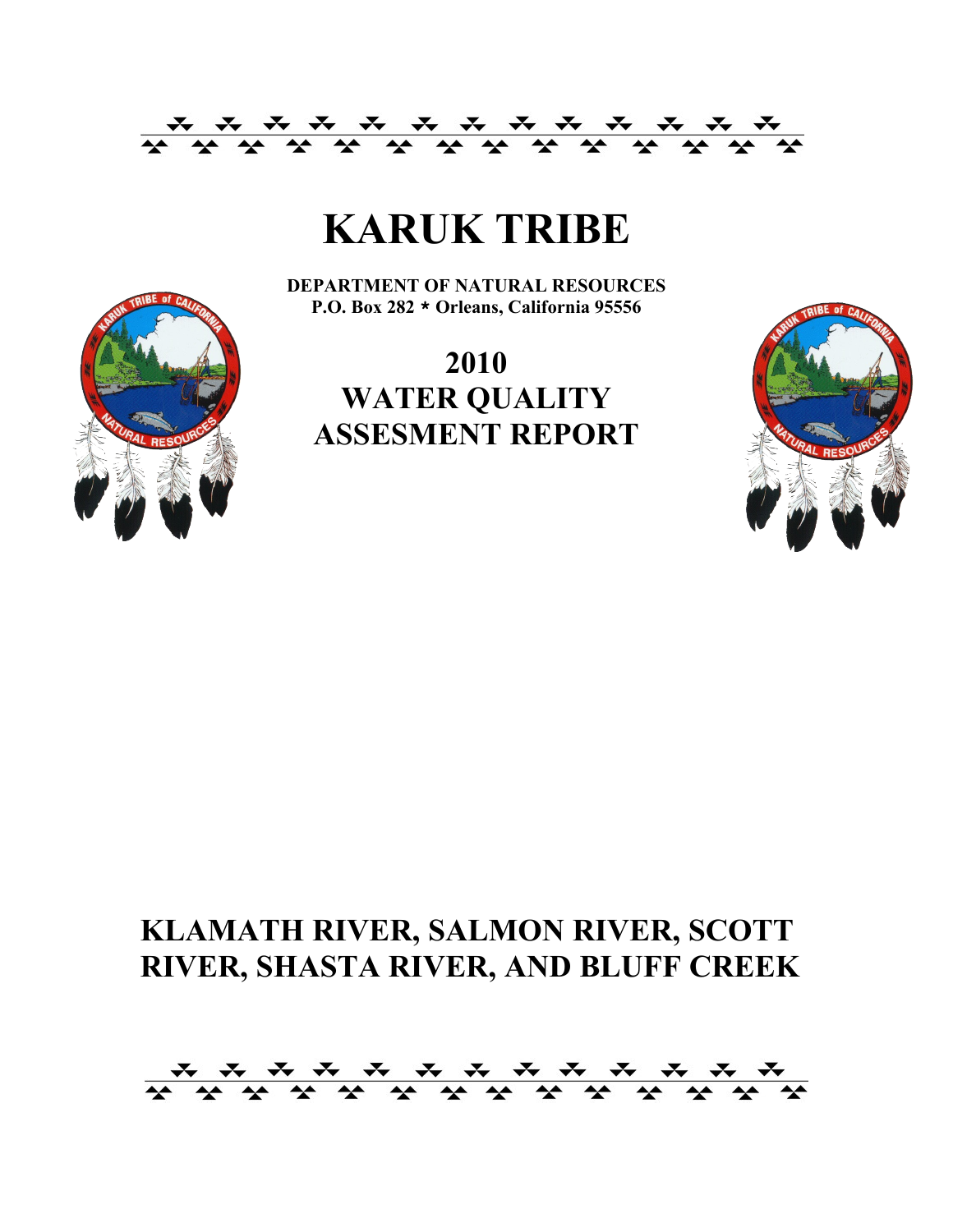# KARUK TRIBE

**DEPARTMENT OF NATURAL RESOURCES**
**P.O. Box 282 * Orleans, California 95556**

## 2010 WATER QUALITY ASSESMENT REPORT

## KLAMATH RIVER, SALMON RIVER, SCOTT RIVER, SHASTA RIVER, AND BLUFF CREEK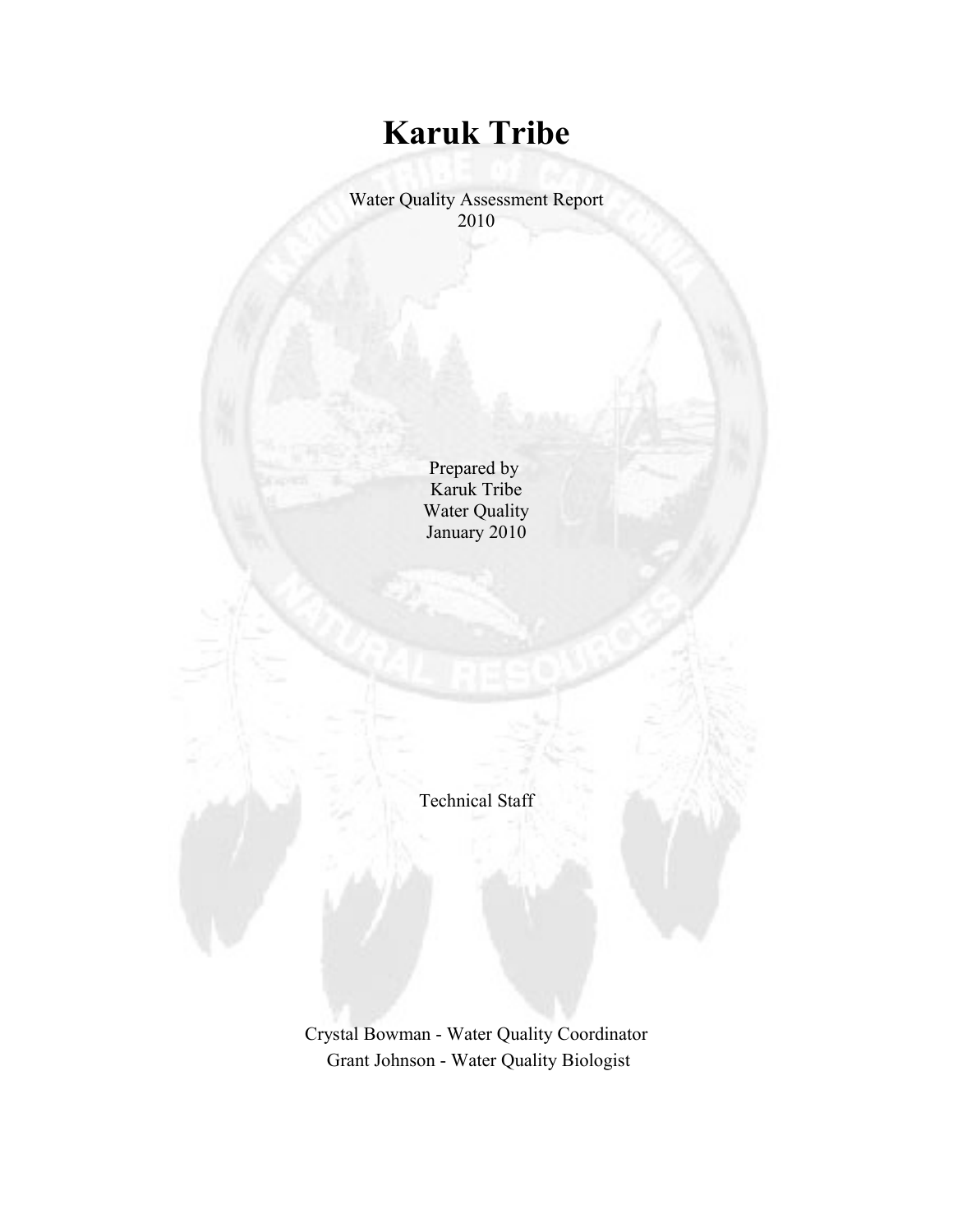# Karuk Tribe

Water Quality Assessment Report
2010

Prepared by
Karuk Tribe
Water Quality
January 2010

Technical Staff

Crystal Bowman - Water Quality Coordinator
Grant Johnson - Water Quality Biologist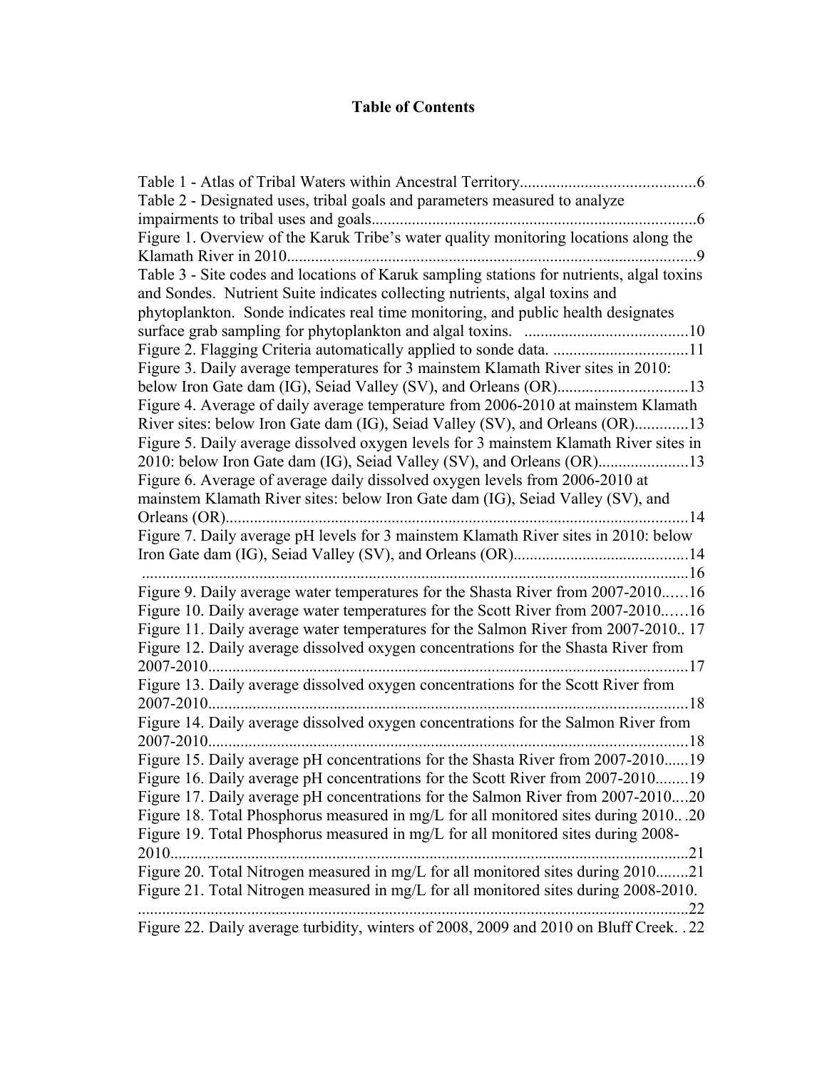# Table of Contents

Table 1 - Atlas of Tribal Waters within Ancestral Territory............................................6

Table 2 - Designated uses, tribal goals and parameters measured to analyze impairments to tribal uses and goals................................................................................6

Figure 1. Overview of the Karuk Tribe's water quality monitoring locations along the Klamath River in 2010....................................................................................................9

Table 3 - Site codes and locations of Karuk sampling stations for nutrients, algal toxins and Sondes. Nutrient Suite indicates collecting nutrients, algal toxins and phytoplankton. Sonde indicates real time monitoring, and public health designates surface grab sampling for phytoplankton and algal toxins. ........................................10

Figure 2. Flagging Criteria automatically applied to sonde data. .................................11

Figure 3. Daily average temperatures for 3 mainstem Klamath River sites in 2010: below Iron Gate dam (IG), Seiad Valley (SV), and Orleans (OR)................................13

Figure 4. Average of daily average temperature from 2006-2010 at mainstem Klamath River sites: below Iron Gate dam (IG), Seiad Valley (SV), and Orleans (OR).............13

Figure 5. Daily average dissolved oxygen levels for 3 mainstem Klamath River sites in 2010: below Iron Gate dam (IG), Seiad Valley (SV), and Orleans (OR)......................13

Figure 6. Average of average daily dissolved oxygen levels from 2006-2010 at mainstem Klamath River sites: below Iron Gate dam (IG), Seiad Valley (SV), and Orleans (OR)..................................................................................................................14

Figure 7. Daily average pH levels for 3 mainstem Klamath River sites in 2010: below Iron Gate dam (IG), Seiad Valley (SV), and Orleans (OR)...........................................14

........................................................................................................................................16

Figure 9. Daily average water temperatures for the Shasta River from 2007-2010..….16

Figure 10. Daily average water temperatures for the Scott River from 2007-2010..….16

Figure 11. Daily average water temperatures for the Salmon River from 2007-2010.. 17

Figure 12. Daily average dissolved oxygen concentrations for the Shasta River from 2007-2010......................................................................................................................17

Figure 13. Daily average dissolved oxygen concentrations for the Scott River from 2007-2010......................................................................................................................18

Figure 14. Daily average dissolved oxygen concentrations for the Salmon River from 2007-2010......................................................................................................................18

Figure 15. Daily average pH concentrations for the Shasta River from 2007-2010......19

Figure 16. Daily average pH concentrations for the Scott River from 2007-2010........19

Figure 17. Daily average pH concentrations for the Salmon River from 2007-2010....20

Figure 18. Total Phosphorus measured in mg/L for all monitored sites during 2010.. .20

Figure 19. Total Phosphorus measured in mg/L for all monitored sites during 2008-2010................................................................................................................................21

Figure 20. Total Nitrogen measured in mg/L for all monitored sites during 2010........21

Figure 21. Total Nitrogen measured in mg/L for all monitored sites during 2008-2010. ........................................................................................................................................22

Figure 22. Daily average turbidity, winters of 2008, 2009 and 2010 on Bluff Creek. . 22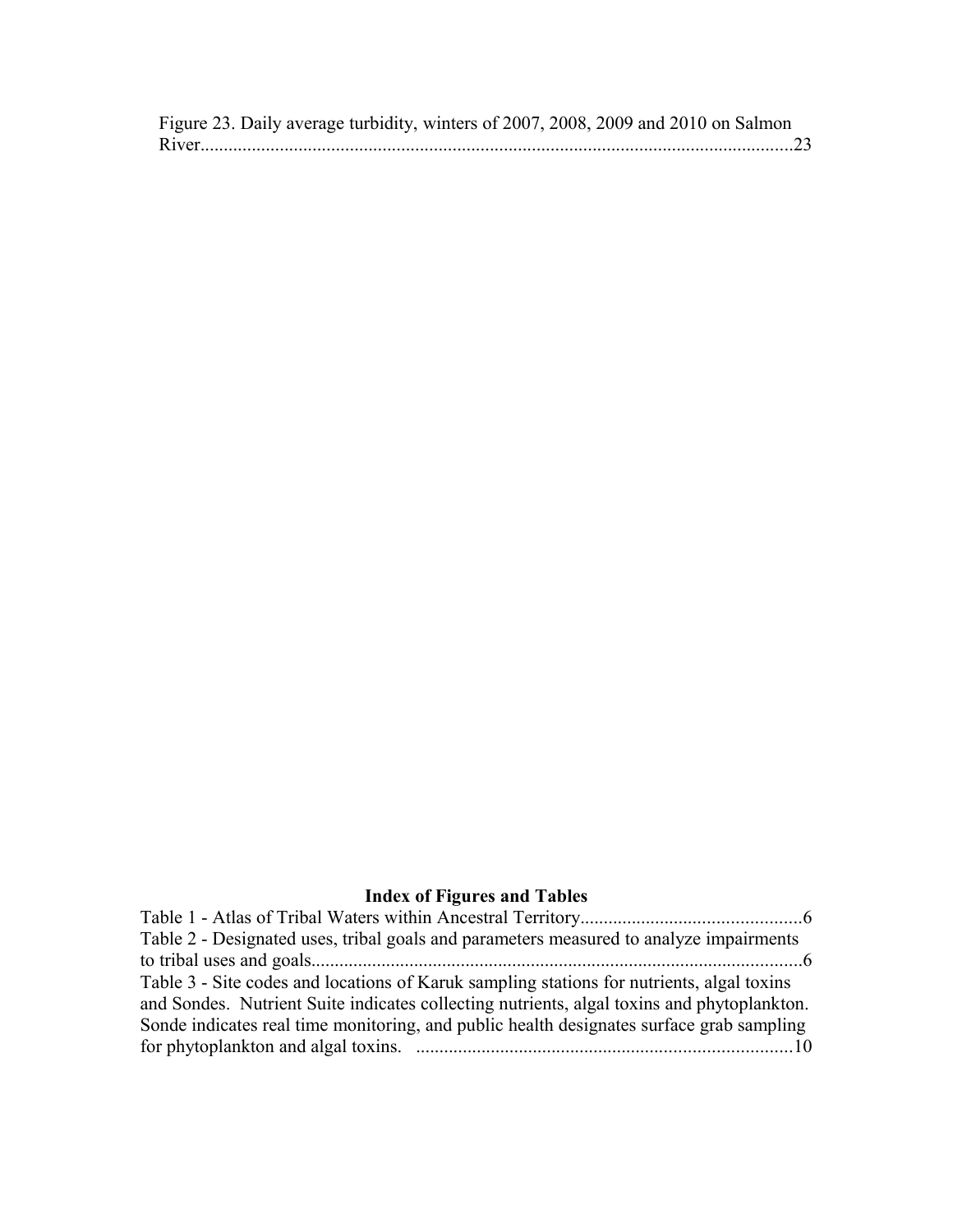Figure 23. Daily average turbidity, winters of 2007, 2008, 2009 and 2010 on Salmon River.............................................................................................................................23

## Index of Figures and Tables

Table 1 - Atlas of Tribal Waters within Ancestral Territory...............................................6

Table 2 - Designated uses, tribal goals and parameters measured to analyze impairments to tribal uses and goals........................................................................................................6

Table 3 - Site codes and locations of Karuk sampling stations for nutrients, algal toxins and Sondes. Nutrient Suite indicates collecting nutrients, algal toxins and phytoplankton. Sonde indicates real time monitoring, and public health designates surface grab sampling for phytoplankton and algal toxins. ...............................................................................10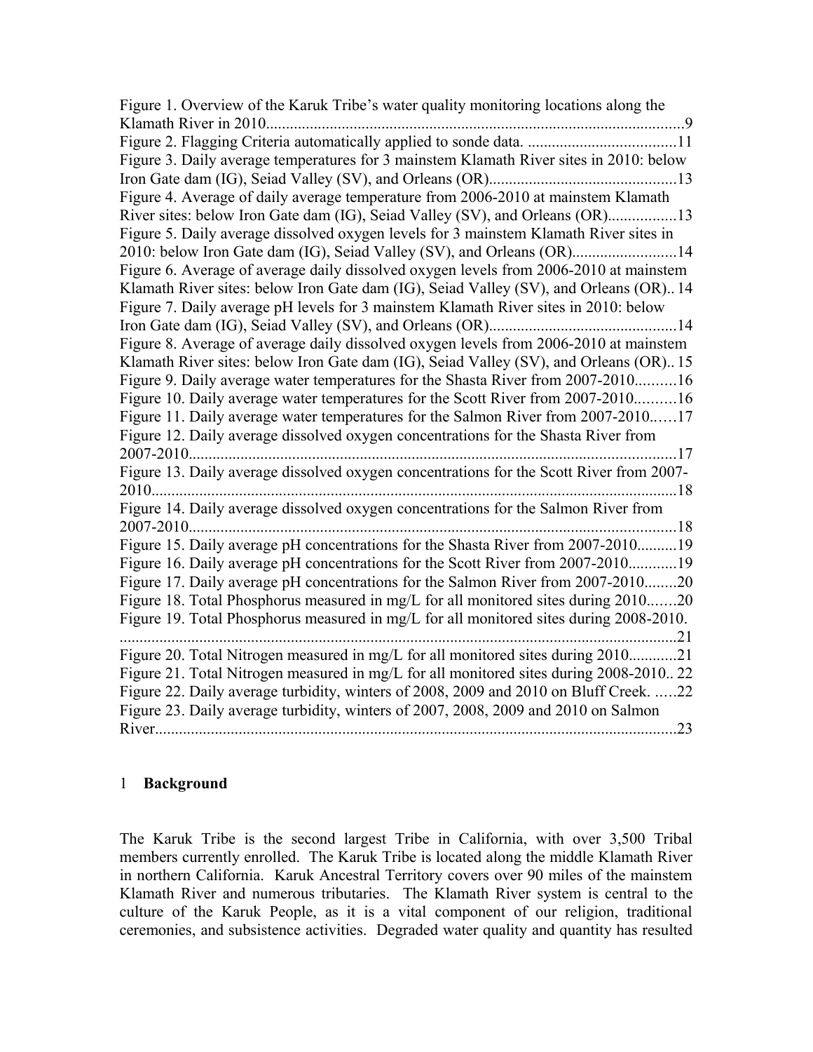Figure 1. Overview of the Karuk Tribe's water quality monitoring locations along the Klamath River in 2010...........................................................................................................9
Figure 2. Flagging Criteria automatically applied to sonde data. .....................................11
Figure 3. Daily average temperatures for 3 mainstem Klamath River sites in 2010: below Iron Gate dam (IG), Seiad Valley (SV), and Orleans (OR)..............................................13
Figure 4. Average of daily average temperature from 2006-2010 at mainstem Klamath River sites: below Iron Gate dam (IG), Seiad Valley (SV), and Orleans (OR).................13
Figure 5. Daily average dissolved oxygen levels for 3 mainstem Klamath River sites in 2010: below Iron Gate dam (IG), Seiad Valley (SV), and Orleans (OR)..........................14
Figure 6. Average of average daily dissolved oxygen levels from 2006-2010 at mainstem Klamath River sites: below Iron Gate dam (IG), Seiad Valley (SV), and Orleans (OR).. 14
Figure 7. Daily average pH levels for 3 mainstem Klamath River sites in 2010: below Iron Gate dam (IG), Seiad Valley (SV), and Orleans (OR)..............................................14
Figure 8. Average of average daily dissolved oxygen levels from 2006-2010 at mainstem Klamath River sites: below Iron Gate dam (IG), Seiad Valley (SV), and Orleans (OR).. 15
Figure 9. Daily average water temperatures for the Shasta River from 2007-2010..........16
Figure 10. Daily average water temperatures for the Scott River from 2007-2010..........16
Figure 11. Daily average water temperatures for the Salmon River from 2007-2010.……17
Figure 12. Daily average dissolved oxygen concentrations for the Shasta River from 2007-2010.........................................................................................................................17
Figure 13. Daily average dissolved oxygen concentrations for the Scott River from 2007-2010..................................................................................................................................18
Figure 14. Daily average dissolved oxygen concentrations for the Salmon River from 2007-2010.........................................................................................................................18
Figure 15. Daily average pH concentrations for the Shasta River from 2007-2010..........19
Figure 16. Daily average pH concentrations for the Scott River from 2007-2010............19
Figure 17. Daily average pH concentrations for the Salmon River from 2007-2010........20
Figure 18. Total Phosphorus measured in mg/L for all monitored sites during 2010.......20
Figure 19. Total Phosphorus measured in mg/L for all monitored sites during 2008-2010. ...........................................................................................................................................21
Figure 20. Total Nitrogen measured in mg/L for all monitored sites during 2010............21
Figure 21. Total Nitrogen measured in mg/L for all monitored sites during 2008-2010.. 22
Figure 22. Daily average turbidity, winters of 2008, 2009 and 2010 on Bluff Creek. .....22
Figure 23. Daily average turbidity, winters of 2007, 2008, 2009 and 2010 on Salmon River.................................................................................................................................23

# 1 Background

The Karuk Tribe is the second largest Tribe in California, with over 3,500 Tribal members currently enrolled. The Karuk Tribe is located along the middle Klamath River in northern California. Karuk Ancestral Territory covers over 90 miles of the mainstem Klamath River and numerous tributaries. The Klamath River system is central to the culture of the Karuk People, as it is a vital component of our religion, traditional ceremonies, and subsistence activities. Degraded water quality and quantity has resulted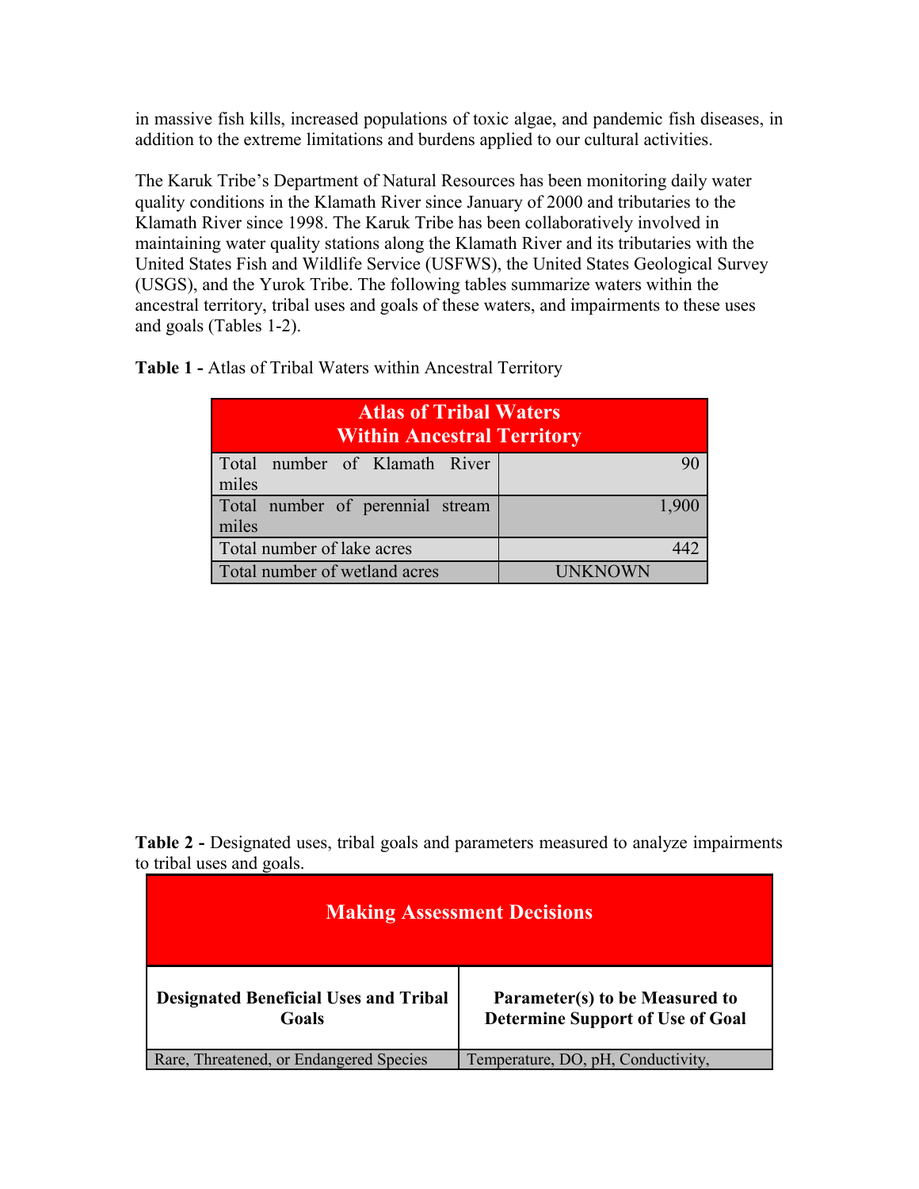in massive fish kills, increased populations of toxic algae, and pandemic fish diseases, in addition to the extreme limitations and burdens applied to our cultural activities.

The Karuk Tribe's Department of Natural Resources has been monitoring daily water quality conditions in the Klamath River since January of 2000 and tributaries to the Klamath River since 1998. The Karuk Tribe has been collaboratively involved in maintaining water quality stations along the Klamath River and its tributaries with the United States Fish and Wildlife Service (USFWS), the United States Geological Survey (USGS), and the Yurok Tribe. The following tables summarize waters within the ancestral territory, tribal uses and goals of these waters, and impairments to these uses and goals (Tables 1-2).

**Table 1 -** Atlas of Tribal Waters within Ancestral Territory

| Atlas of Tribal Waters Within Ancestral Territory | |
|---|---|
| Total number of Klamath River miles | 90 |
| Total number of perennial stream miles | 1,900 |
| Total number of lake acres | 442 |
| Total number of wetland acres | UNKNOWN |

**Table 2 -** Designated uses, tribal goals and parameters measured to analyze impairments to tribal uses and goals.

| Making Assessment Decisions | |
|---|---|
| **Designated Beneficial Uses and Tribal Goals** | **Parameter(s) to be Measured to Determine Support of Use of Goal** |
| Rare, Threatened, or Endangered Species | Temperature, DO, pH, Conductivity, |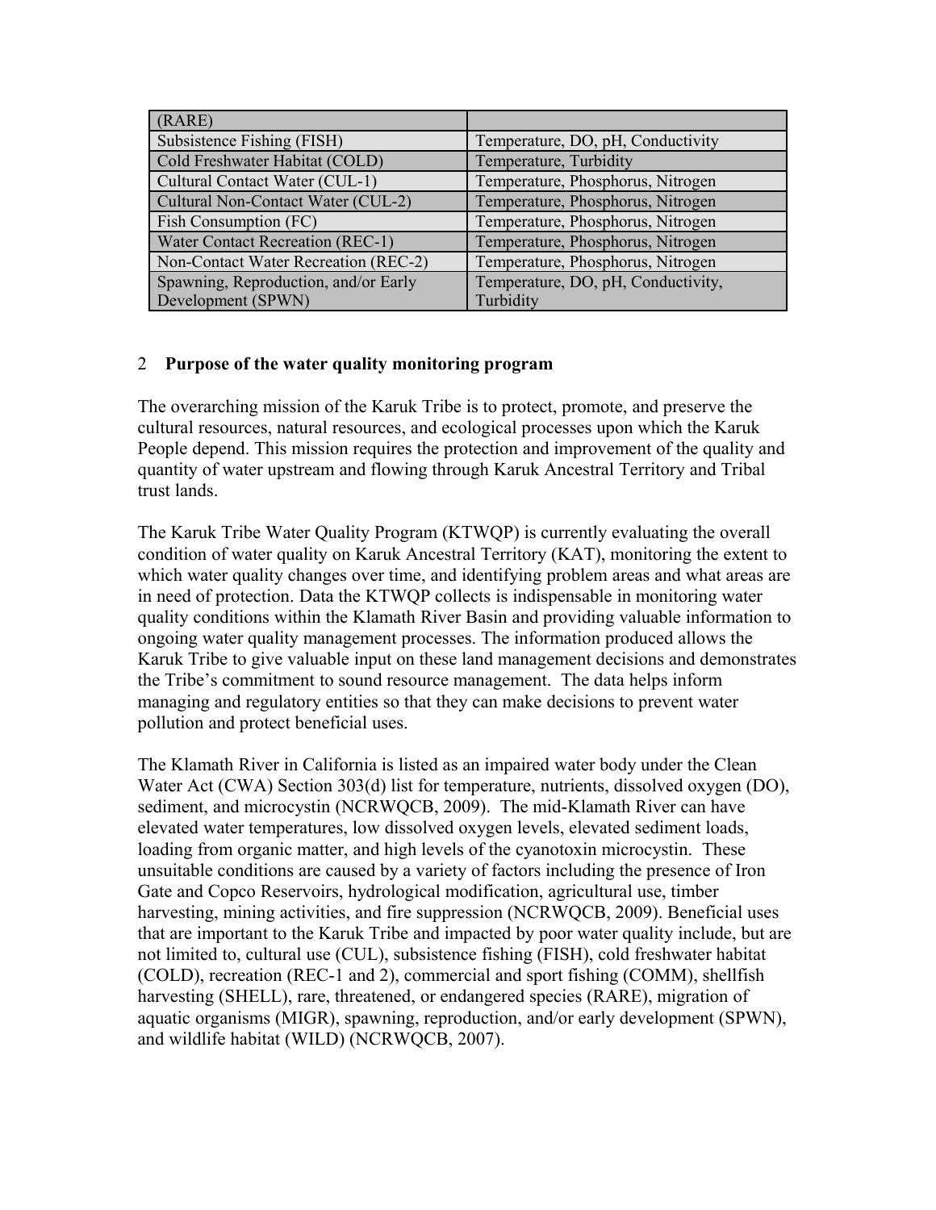| (RARE) | |
| --- | --- |
| Subsistence Fishing (FISH) | Temperature, DO, pH, Conductivity |
| Cold Freshwater Habitat (COLD) | Temperature, Turbidity |
| Cultural Contact Water (CUL-1) | Temperature, Phosphorus, Nitrogen |
| Cultural Non-Contact Water (CUL-2) | Temperature, Phosphorus, Nitrogen |
| Fish Consumption (FC) | Temperature, Phosphorus, Nitrogen |
| Water Contact Recreation (REC-1) | Temperature, Phosphorus, Nitrogen |
| Non-Contact Water Recreation (REC-2) | Temperature, Phosphorus, Nitrogen |
| Spawning, Reproduction, and/or Early Development (SPWN) | Temperature, DO, pH, Conductivity, Turbidity |

## 2 Purpose of the water quality monitoring program

The overarching mission of the Karuk Tribe is to protect, promote, and preserve the cultural resources, natural resources, and ecological processes upon which the Karuk People depend. This mission requires the protection and improvement of the quality and quantity of water upstream and flowing through Karuk Ancestral Territory and Tribal trust lands.

The Karuk Tribe Water Quality Program (KTWQP) is currently evaluating the overall condition of water quality on Karuk Ancestral Territory (KAT), monitoring the extent to which water quality changes over time, and identifying problem areas and what areas are in need of protection. Data the KTWQP collects is indispensable in monitoring water quality conditions within the Klamath River Basin and providing valuable information to ongoing water quality management processes. The information produced allows the Karuk Tribe to give valuable input on these land management decisions and demonstrates the Tribe's commitment to sound resource management. The data helps inform managing and regulatory entities so that they can make decisions to prevent water pollution and protect beneficial uses.

The Klamath River in California is listed as an impaired water body under the Clean Water Act (CWA) Section 303(d) list for temperature, nutrients, dissolved oxygen (DO), sediment, and microcystin (NCRWQCB, 2009). The mid-Klamath River can have elevated water temperatures, low dissolved oxygen levels, elevated sediment loads, loading from organic matter, and high levels of the cyanotoxin microcystin. These unsuitable conditions are caused by a variety of factors including the presence of Iron Gate and Copco Reservoirs, hydrological modification, agricultural use, timber harvesting, mining activities, and fire suppression (NCRWQCB, 2009). Beneficial uses that are important to the Karuk Tribe and impacted by poor water quality include, but are not limited to, cultural use (CUL), subsistence fishing (FISH), cold freshwater habitat (COLD), recreation (REC-1 and 2), commercial and sport fishing (COMM), shellfish harvesting (SHELL), rare, threatened, or endangered species (RARE), migration of aquatic organisms (MIGR), spawning, reproduction, and/or early development (SPWN), and wildlife habitat (WILD) (NCRWQCB, 2007).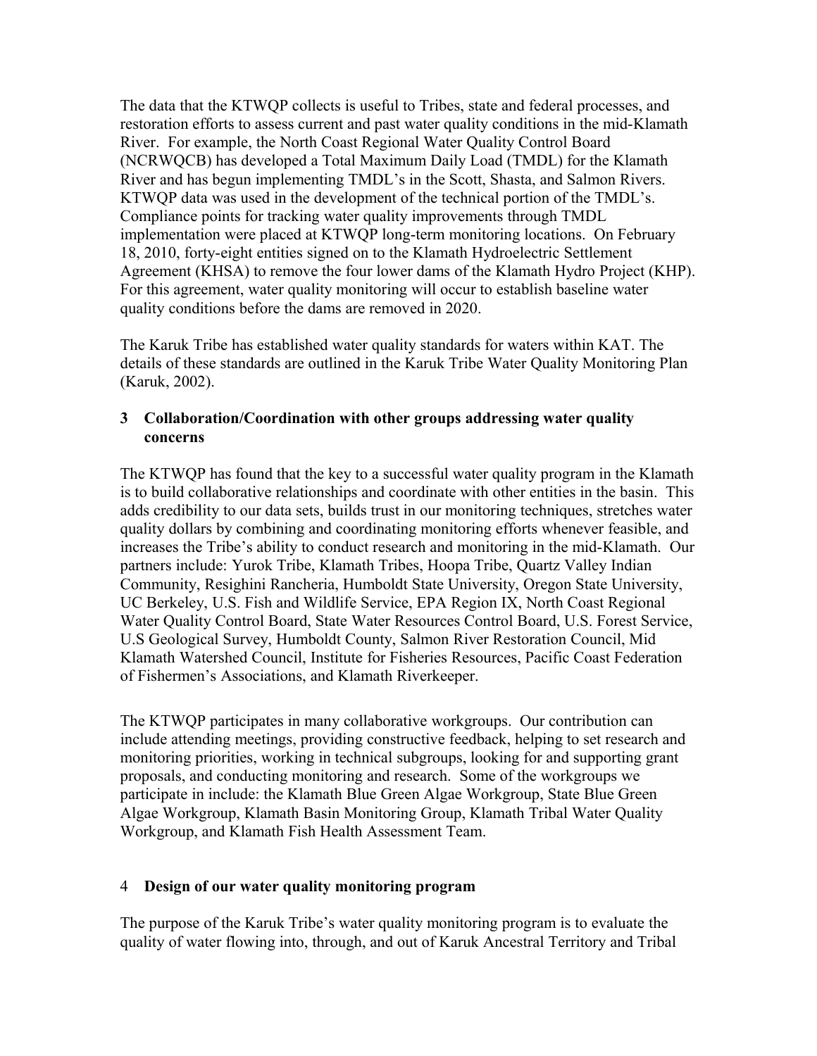The data that the KTWQP collects is useful to Tribes, state and federal processes, and restoration efforts to assess current and past water quality conditions in the mid-Klamath River. For example, the North Coast Regional Water Quality Control Board (NCRWQCB) has developed a Total Maximum Daily Load (TMDL) for the Klamath River and has begun implementing TMDL's in the Scott, Shasta, and Salmon Rivers. KTWQP data was used in the development of the technical portion of the TMDL's. Compliance points for tracking water quality improvements through TMDL implementation were placed at KTWQP long-term monitoring locations. On February 18, 2010, forty-eight entities signed on to the Klamath Hydroelectric Settlement Agreement (KHSA) to remove the four lower dams of the Klamath Hydro Project (KHP). For this agreement, water quality monitoring will occur to establish baseline water quality conditions before the dams are removed in 2020.

The Karuk Tribe has established water quality standards for waters within KAT. The details of these standards are outlined in the Karuk Tribe Water Quality Monitoring Plan (Karuk, 2002).

## 3 Collaboration/Coordination with other groups addressing water quality concerns

The KTWQP has found that the key to a successful water quality program in the Klamath is to build collaborative relationships and coordinate with other entities in the basin. This adds credibility to our data sets, builds trust in our monitoring techniques, stretches water quality dollars by combining and coordinating monitoring efforts whenever feasible, and increases the Tribe's ability to conduct research and monitoring in the mid-Klamath. Our partners include: Yurok Tribe, Klamath Tribes, Hoopa Tribe, Quartz Valley Indian Community, Resighini Rancheria, Humboldt State University, Oregon State University, UC Berkeley, U.S. Fish and Wildlife Service, EPA Region IX, North Coast Regional Water Quality Control Board, State Water Resources Control Board, U.S. Forest Service, U.S Geological Survey, Humboldt County, Salmon River Restoration Council, Mid Klamath Watershed Council, Institute for Fisheries Resources, Pacific Coast Federation of Fishermen's Associations, and Klamath Riverkeeper.

The KTWQP participates in many collaborative workgroups. Our contribution can include attending meetings, providing constructive feedback, helping to set research and monitoring priorities, working in technical subgroups, looking for and supporting grant proposals, and conducting monitoring and research. Some of the workgroups we participate in include: the Klamath Blue Green Algae Workgroup, State Blue Green Algae Workgroup, Klamath Basin Monitoring Group, Klamath Tribal Water Quality Workgroup, and Klamath Fish Health Assessment Team.

## 4 Design of our water quality monitoring program

The purpose of the Karuk Tribe's water quality monitoring program is to evaluate the quality of water flowing into, through, and out of Karuk Ancestral Territory and Tribal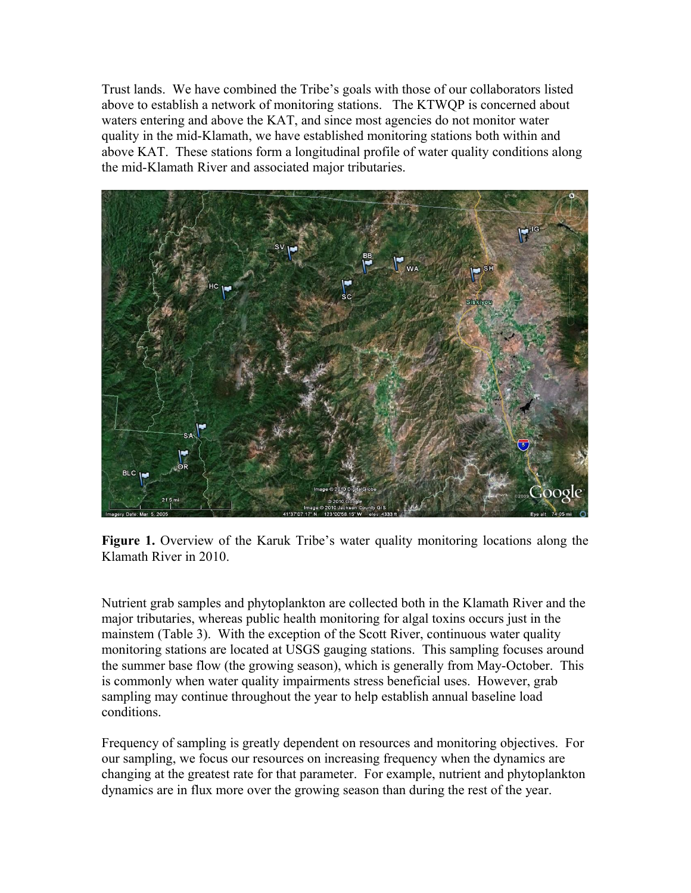Trust lands. We have combined the Tribe's goals with those of our collaborators listed above to establish a network of monitoring stations. The KTWQP is concerned about waters entering and above the KAT, and since most agencies do not monitor water quality in the mid-Klamath, we have established monitoring stations both within and above KAT. These stations form a longitudinal profile of water quality conditions along the mid-Klamath River and associated major tributaries.

**Figure 1.** Overview of the Karuk Tribe's water quality monitoring locations along the Klamath River in 2010.

Nutrient grab samples and phytoplankton are collected both in the Klamath River and the major tributaries, whereas public health monitoring for algal toxins occurs just in the mainstem (Table 3). With the exception of the Scott River, continuous water quality monitoring stations are located at USGS gauging stations. This sampling focuses around the summer base flow (the growing season), which is generally from May-October. This is commonly when water quality impairments stress beneficial uses. However, grab sampling may continue throughout the year to help establish annual baseline load conditions.

Frequency of sampling is greatly dependent on resources and monitoring objectives. For our sampling, we focus our resources on increasing frequency when the dynamics are changing at the greatest rate for that parameter. For example, nutrient and phytoplankton dynamics are in flux more over the growing season than during the rest of the year.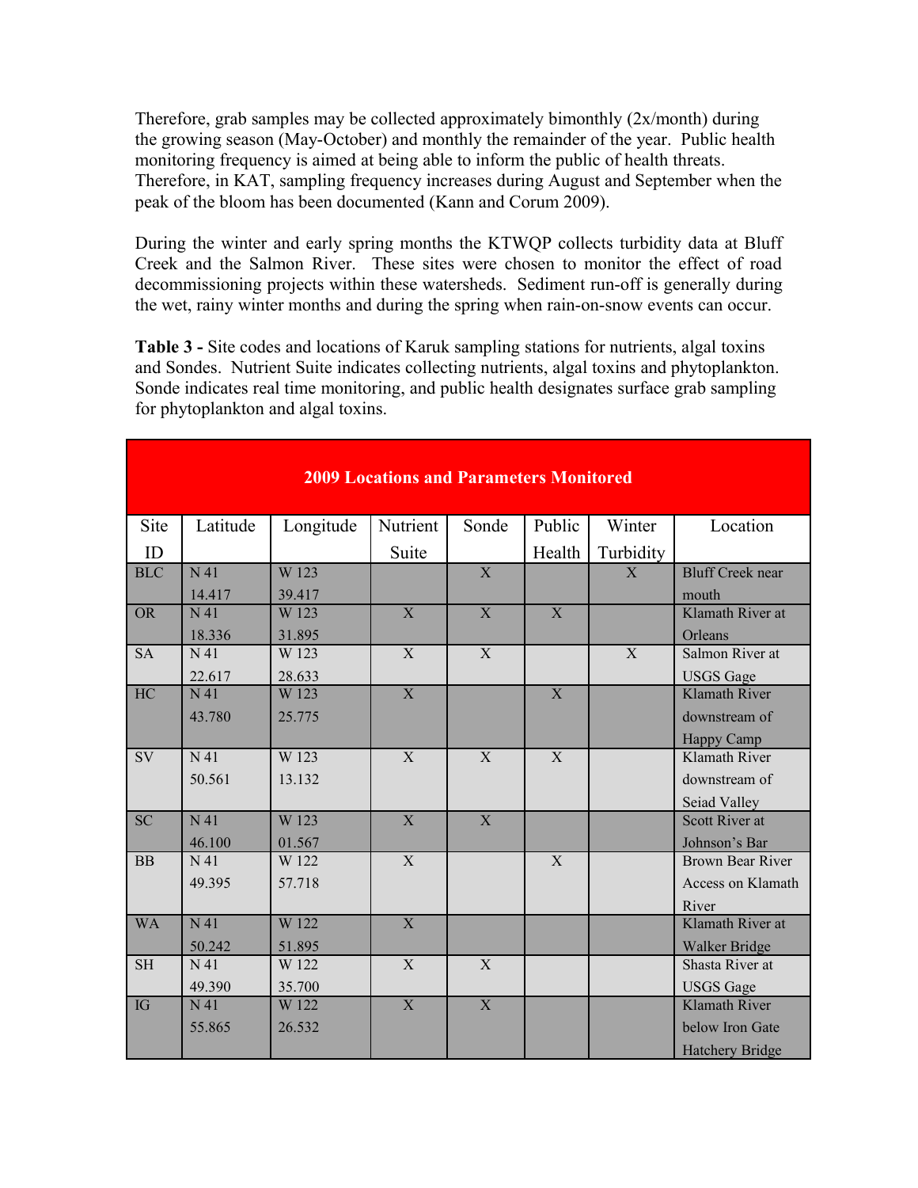Therefore, grab samples may be collected approximately bimonthly (2x/month) during the growing season (May-October) and monthly the remainder of the year. Public health monitoring frequency is aimed at being able to inform the public of health threats. Therefore, in KAT, sampling frequency increases during August and September when the peak of the bloom has been documented (Kann and Corum 2009).

During the winter and early spring months the KTWQP collects turbidity data at Bluff Creek and the Salmon River. These sites were chosen to monitor the effect of road decommissioning projects within these watersheds. Sediment run-off is generally during the wet, rainy winter months and during the spring when rain-on-snow events can occur.

**Table 3 -** Site codes and locations of Karuk sampling stations for nutrients, algal toxins and Sondes. Nutrient Suite indicates collecting nutrients, algal toxins and phytoplankton. Sonde indicates real time monitoring, and public health designates surface grab sampling for phytoplankton and algal toxins.

| 2009 Locations and Parameters Monitored | | | | | | | |
|---|---|---|---|---|---|---|---|
| Site ID | Latitude | Longitude | Nutrient Suite | Sonde | Public Health | Winter Turbidity | Location |
| BLC | N 41 14.417 | W 123 39.417 | | X | | X | Bluff Creek near mouth |
| OR | N 41 18.336 | W 123 31.895 | X | X | X | | Klamath River at Orleans |
| SA | N 41 22.617 | W 123 28.633 | X | X | | X | Salmon River at USGS Gage |
| HC | N 41 43.780 | W 123 25.775 | X | | X | | Klamath River downstream of Happy Camp |
| SV | N 41 50.561 | W 123 13.132 | X | X | X | | Klamath River downstream of Seiad Valley |
| SC | N 41 46.100 | W 123 01.567 | X | X | | | Scott River at Johnson's Bar |
| BB | N 41 49.395 | W 122 57.718 | X | | X | | Brown Bear River Access on Klamath River |
| WA | N 41 50.242 | W 122 51.895 | X | | | | Klamath River at Walker Bridge |
| SH | N 41 49.390 | W 122 35.700 | X | X | | | Shasta River at USGS Gage |
| IG | N 41 55.865 | W 122 26.532 | X | X | | | Klamath River below Iron Gate Hatchery Bridge |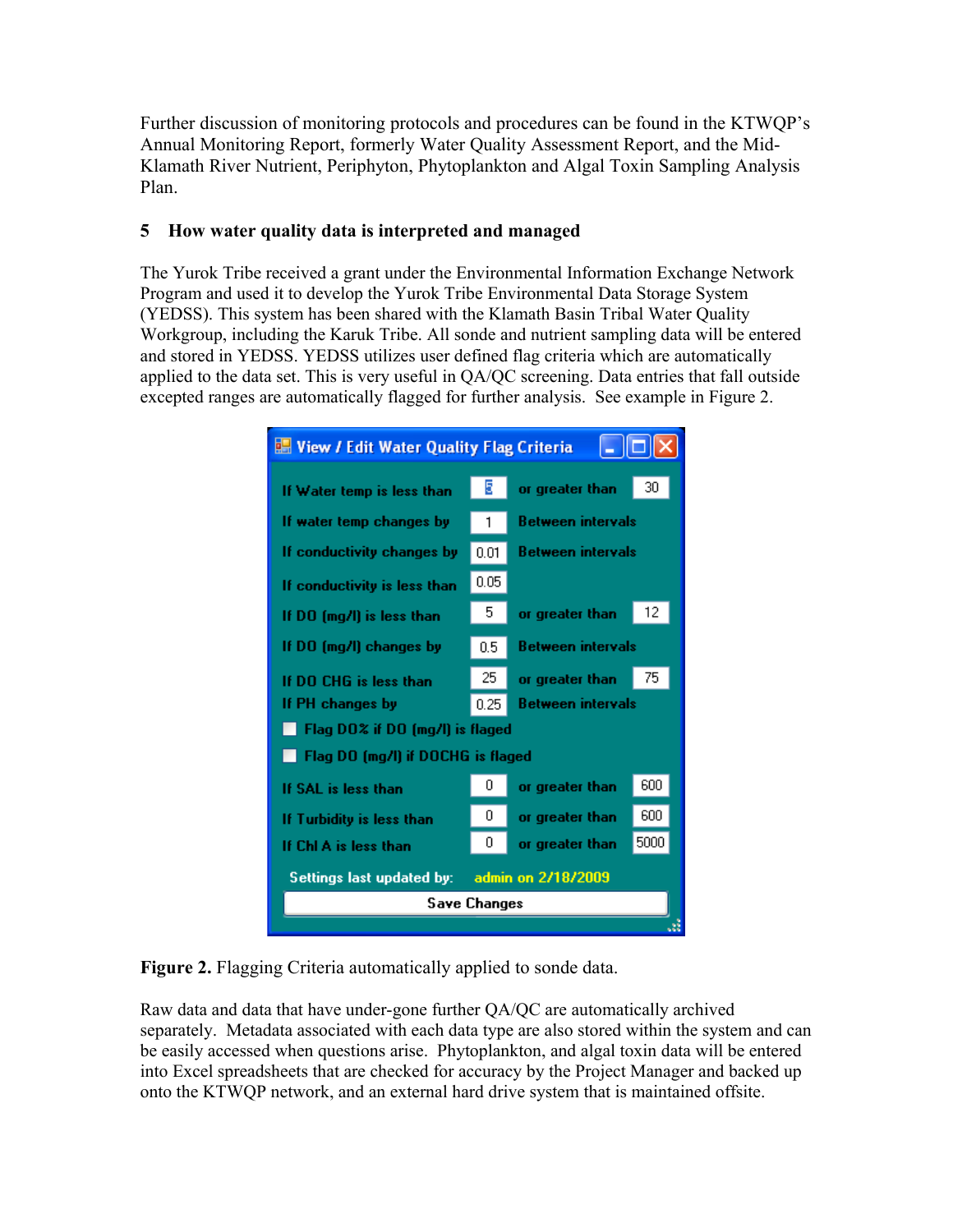Further discussion of monitoring protocols and procedures can be found in the KTWQP's Annual Monitoring Report, formerly Water Quality Assessment Report, and the Mid-Klamath River Nutrient, Periphyton, Phytoplankton and Algal Toxin Sampling Analysis Plan.

## 5 How water quality data is interpreted and managed

The Yurok Tribe received a grant under the Environmental Information Exchange Network Program and used it to develop the Yurok Tribe Environmental Data Storage System (YEDSS). This system has been shared with the Klamath Basin Tribal Water Quality Workgroup, including the Karuk Tribe. All sonde and nutrient sampling data will be entered and stored in YEDSS. YEDSS utilizes user defined flag criteria which are automatically applied to the data set. This is very useful in QA/QC screening. Data entries that fall outside excepted ranges are automatically flagged for further analysis. See example in Figure 2.

**Figure 2.** Flagging Criteria automatically applied to sonde data.

Raw data and data that have under-gone further QA/QC are automatically archived separately. Metadata associated with each data type are also stored within the system and can be easily accessed when questions arise. Phytoplankton, and algal toxin data will be entered into Excel spreadsheets that are checked for accuracy by the Project Manager and backed up onto the KTWQP network, and an external hard drive system that is maintained offsite.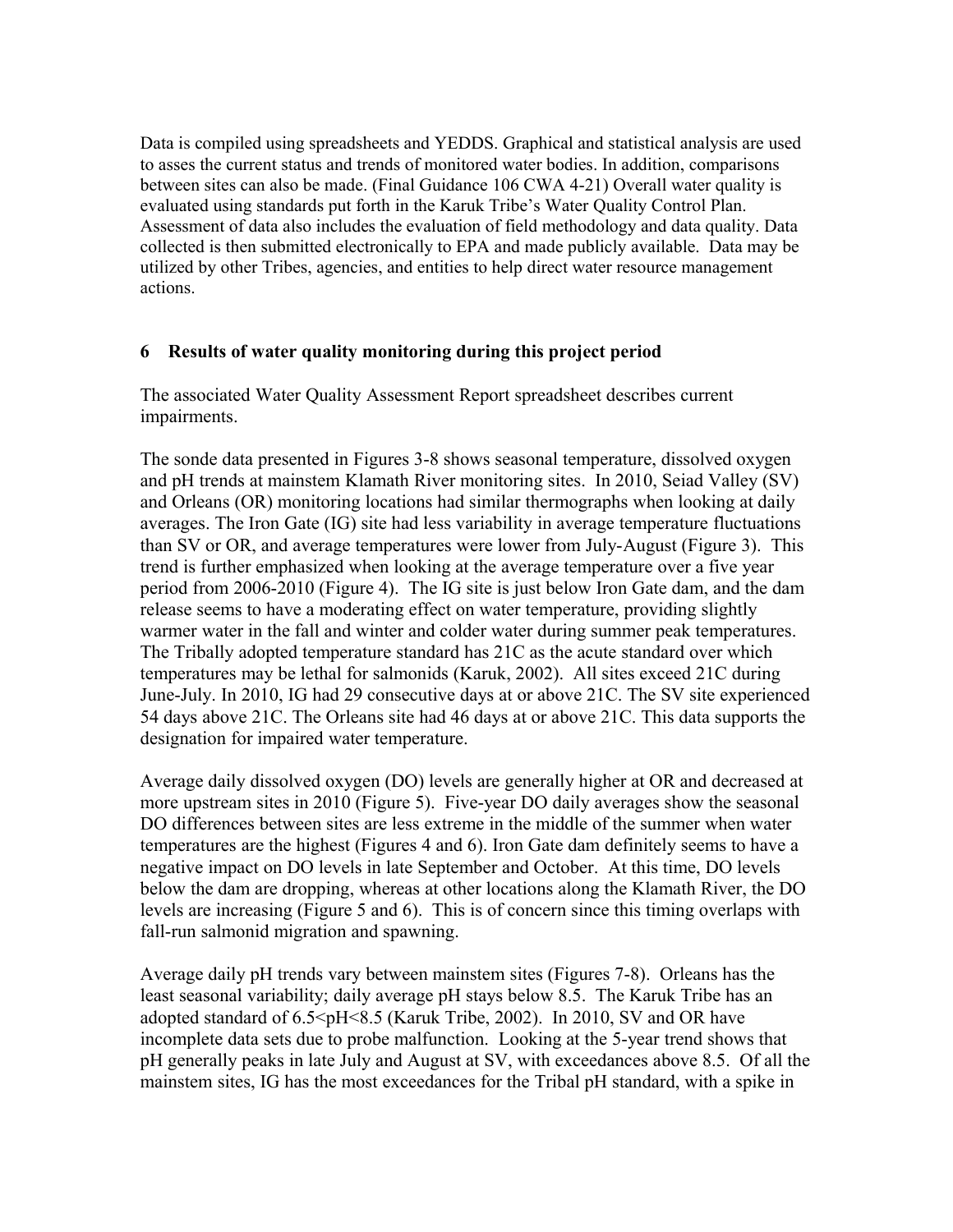Data is compiled using spreadsheets and YEDDS. Graphical and statistical analysis are used to asses the current status and trends of monitored water bodies. In addition, comparisons between sites can also be made. (Final Guidance 106 CWA 4-21) Overall water quality is evaluated using standards put forth in the Karuk Tribe's Water Quality Control Plan. Assessment of data also includes the evaluation of field methodology and data quality. Data collected is then submitted electronically to EPA and made publicly available. Data may be utilized by other Tribes, agencies, and entities to help direct water resource management actions.

## 6 Results of water quality monitoring during this project period

The associated Water Quality Assessment Report spreadsheet describes current impairments.

The sonde data presented in Figures 3-8 shows seasonal temperature, dissolved oxygen and pH trends at mainstem Klamath River monitoring sites. In 2010, Seiad Valley (SV) and Orleans (OR) monitoring locations had similar thermographs when looking at daily averages. The Iron Gate (IG) site had less variability in average temperature fluctuations than SV or OR, and average temperatures were lower from July-August (Figure 3). This trend is further emphasized when looking at the average temperature over a five year period from 2006-2010 (Figure 4). The IG site is just below Iron Gate dam, and the dam release seems to have a moderating effect on water temperature, providing slightly warmer water in the fall and winter and colder water during summer peak temperatures. The Tribally adopted temperature standard has 21C as the acute standard over which temperatures may be lethal for salmonids (Karuk, 2002). All sites exceed 21C during June-July. In 2010, IG had 29 consecutive days at or above 21C. The SV site experienced 54 days above 21C. The Orleans site had 46 days at or above 21C. This data supports the designation for impaired water temperature.

Average daily dissolved oxygen (DO) levels are generally higher at OR and decreased at more upstream sites in 2010 (Figure 5). Five-year DO daily averages show the seasonal DO differences between sites are less extreme in the middle of the summer when water temperatures are the highest (Figures 4 and 6). Iron Gate dam definitely seems to have a negative impact on DO levels in late September and October. At this time, DO levels below the dam are dropping, whereas at other locations along the Klamath River, the DO levels are increasing (Figure 5 and 6). This is of concern since this timing overlaps with fall-run salmonid migration and spawning.

Average daily pH trends vary between mainstem sites (Figures 7-8). Orleans has the least seasonal variability; daily average pH stays below 8.5. The Karuk Tribe has an adopted standard of $6.5<pH<8.5$ (Karuk Tribe, 2002). In 2010, SV and OR have incomplete data sets due to probe malfunction. Looking at the 5-year trend shows that pH generally peaks in late July and August at SV, with exceedances above 8.5. Of all the mainstem sites, IG has the most exceedances for the Tribal pH standard, with a spike in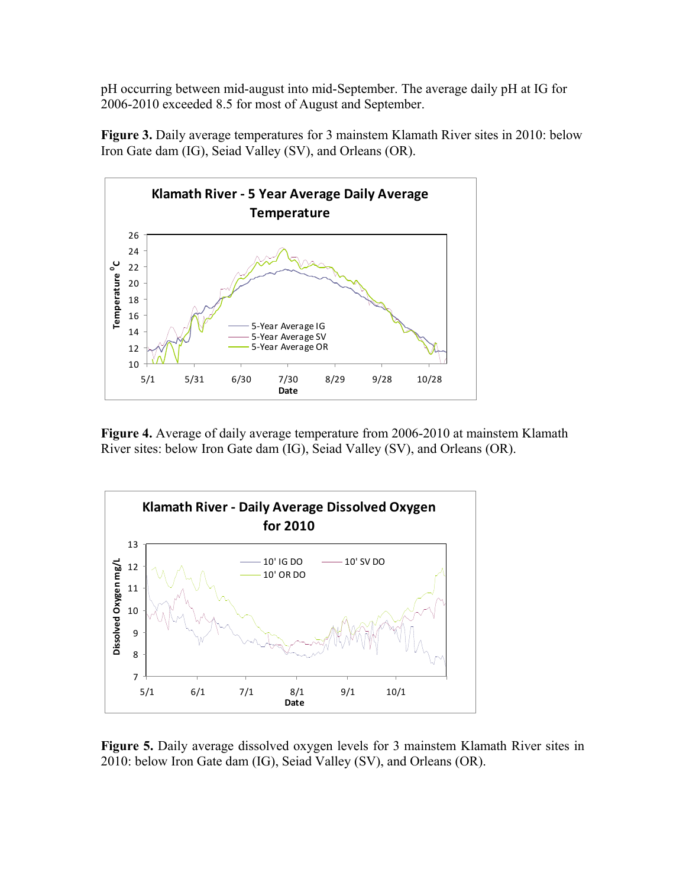pH occurring between mid-august into mid-September. The average daily pH at IG for 2006-2010 exceeded 8.5 for most of August and September.

**Figure 3.** Daily average temperatures for 3 mainstem Klamath River sites in 2010: below Iron Gate dam (IG), Seiad Valley (SV), and Orleans (OR).

**Figure 4.** Average of daily average temperature from 2006-2010 at mainstem Klamath River sites: below Iron Gate dam (IG), Seiad Valley (SV), and Orleans (OR).

**Figure 5.** Daily average dissolved oxygen levels for 3 mainstem Klamath River sites in 2010: below Iron Gate dam (IG), Seiad Valley (SV), and Orleans (OR).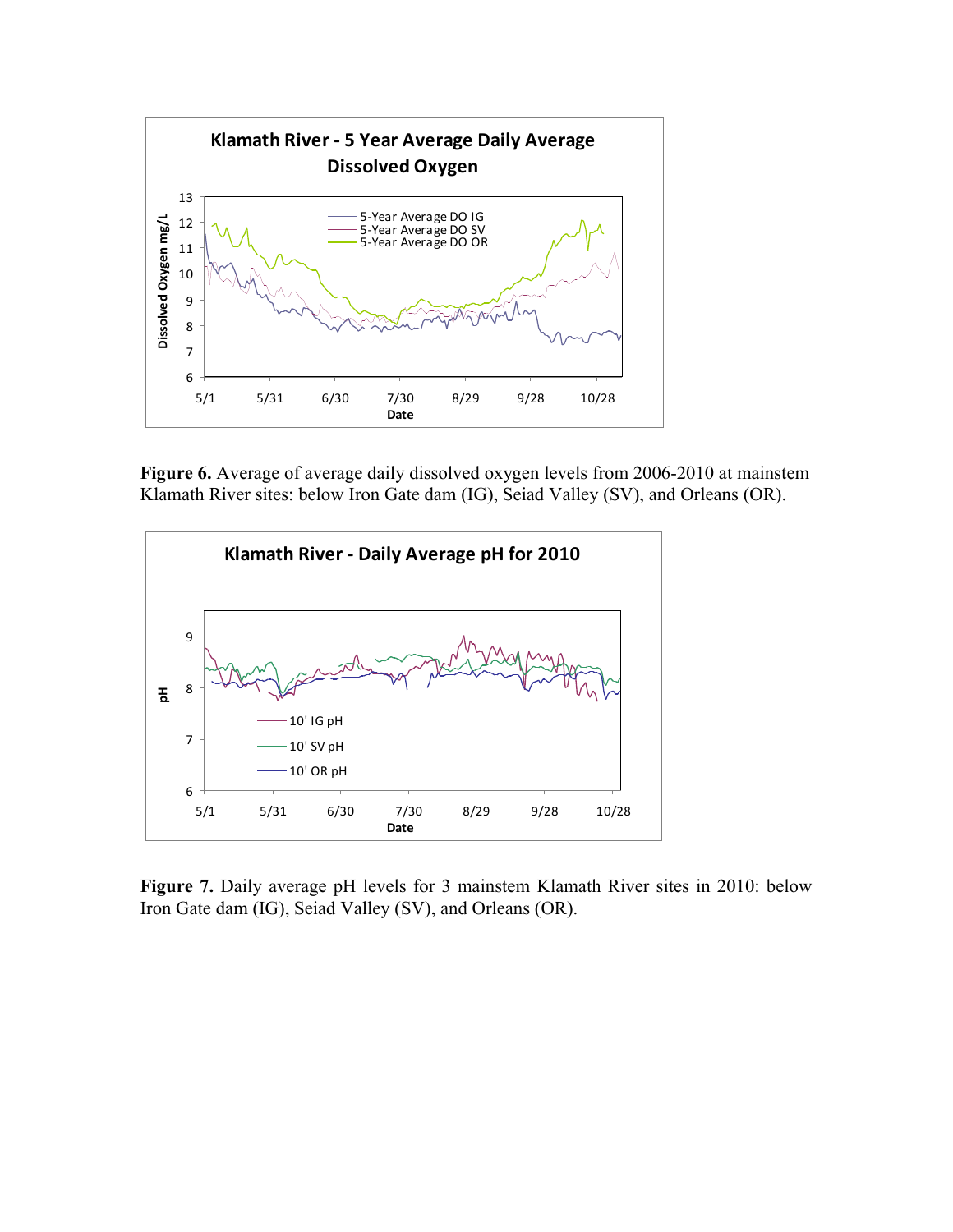**Figure 6.** Average of average daily dissolved oxygen levels from 2006-2010 at mainstem Klamath River sites: below Iron Gate dam (IG), Seiad Valley (SV), and Orleans (OR).

**Figure 7.** Daily average pH levels for 3 mainstem Klamath River sites in 2010: below Iron Gate dam (IG), Seiad Valley (SV), and Orleans (OR).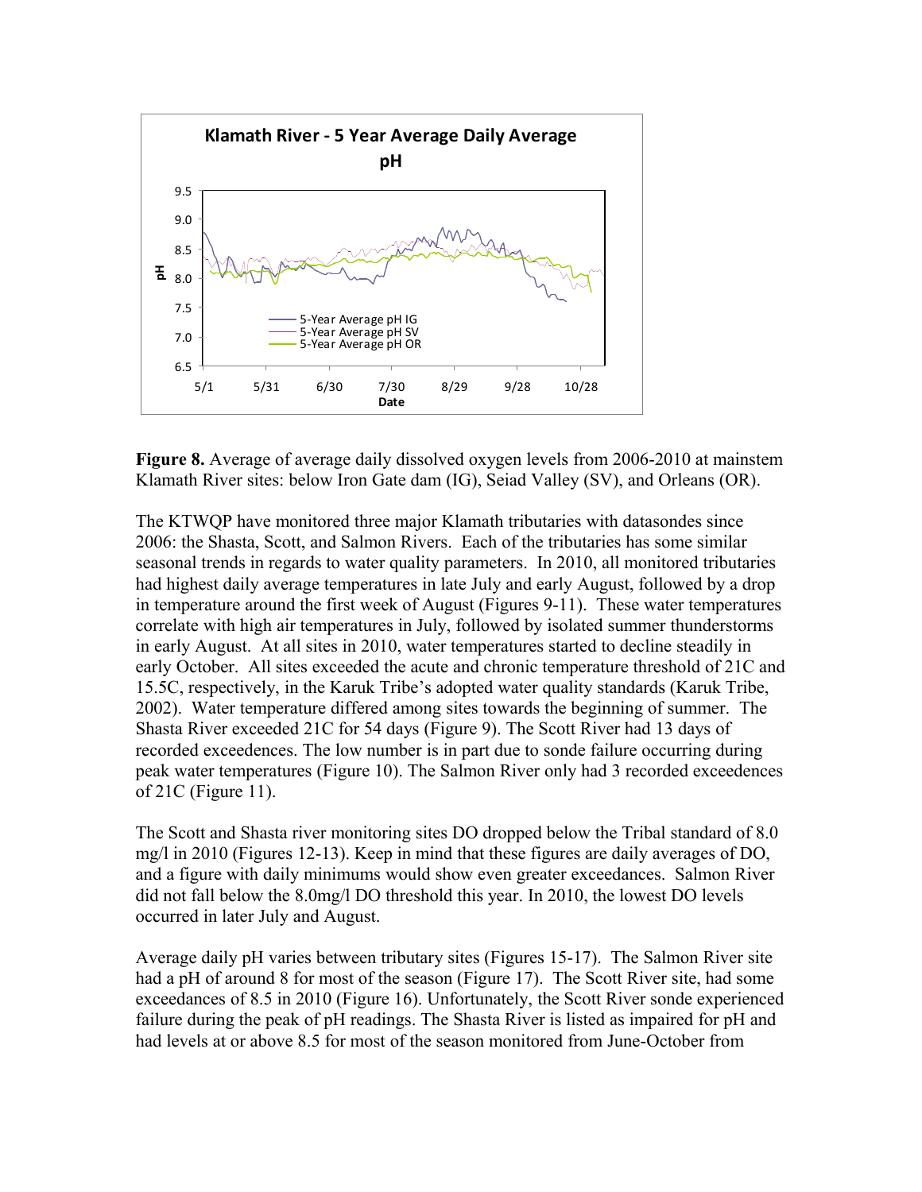**Figure 8.** Average of average daily dissolved oxygen levels from 2006-2010 at mainstem Klamath River sites: below Iron Gate dam (IG), Seiad Valley (SV), and Orleans (OR).

The KTWQP have monitored three major Klamath tributaries with datasondes since 2006: the Shasta, Scott, and Salmon Rivers. Each of the tributaries has some similar seasonal trends in regards to water quality parameters. In 2010, all monitored tributaries had highest daily average temperatures in late July and early August, followed by a drop in temperature around the first week of August (Figures 9-11). These water temperatures correlate with high air temperatures in July, followed by isolated summer thunderstorms in early August. At all sites in 2010, water temperatures started to decline steadily in early October. All sites exceeded the acute and chronic temperature threshold of 21C and 15.5C, respectively, in the Karuk Tribe's adopted water quality standards (Karuk Tribe, 2002). Water temperature differed among sites towards the beginning of summer. The Shasta River exceeded 21C for 54 days (Figure 9). The Scott River had 13 days of recorded exceedences. The low number is in part due to sonde failure occurring during peak water temperatures (Figure 10). The Salmon River only had 3 recorded exceedences of 21C (Figure 11).

The Scott and Shasta river monitoring sites DO dropped below the Tribal standard of 8.0 mg/l in 2010 (Figures 12-13). Keep in mind that these figures are daily averages of DO, and a figure with daily minimums would show even greater exceedances. Salmon River did not fall below the 8.0mg/l DO threshold this year. In 2010, the lowest DO levels occurred in later July and August.

Average daily pH varies between tributary sites (Figures 15-17). The Salmon River site had a pH of around 8 for most of the season (Figure 17). The Scott River site, had some exceedances of 8.5 in 2010 (Figure 16). Unfortunately, the Scott River sonde experienced failure during the peak of pH readings. The Shasta River is listed as impaired for pH and had levels at or above 8.5 for most of the season monitored from June-October from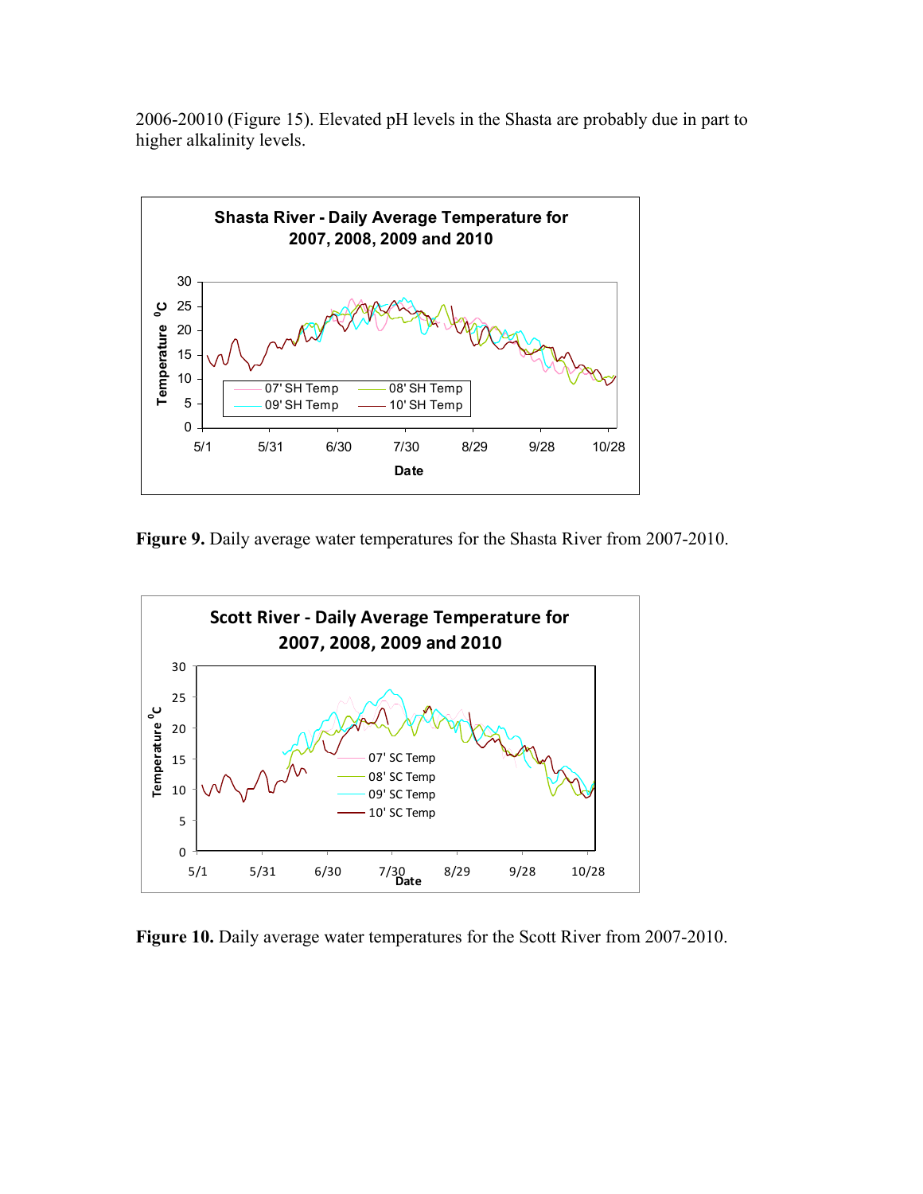2006-20010 (Figure 15). Elevated pH levels in the Shasta are probably due in part to higher alkalinity levels.

**Figure 9.** Daily average water temperatures for the Shasta River from 2007-2010.

**Figure 10.** Daily average water temperatures for the Scott River from 2007-2010.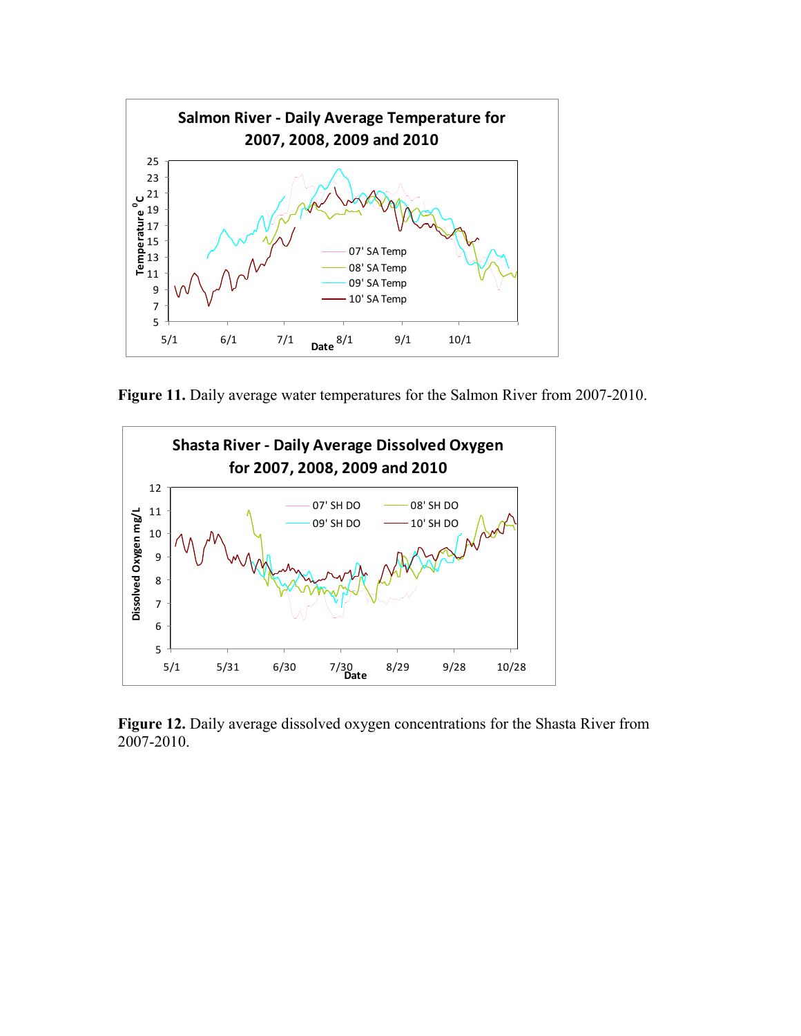**Figure 11.** Daily average water temperatures for the Salmon River from 2007-2010.

**Figure 12.** Daily average dissolved oxygen concentrations for the Shasta River from 2007-2010.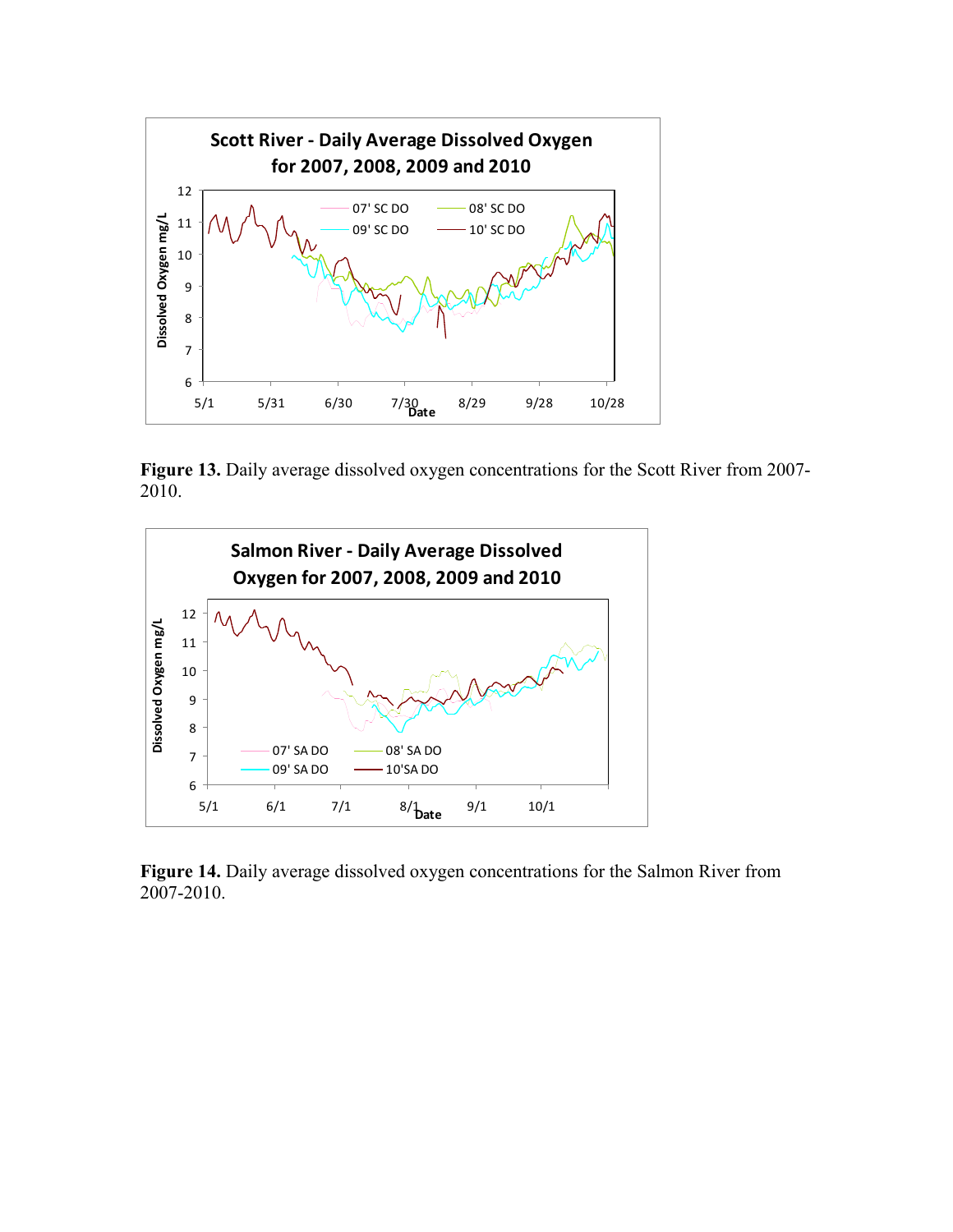**Figure 13.** Daily average dissolved oxygen concentrations for the Scott River from 2007-2010.

**Figure 14.** Daily average dissolved oxygen concentrations for the Salmon River from 2007-2010.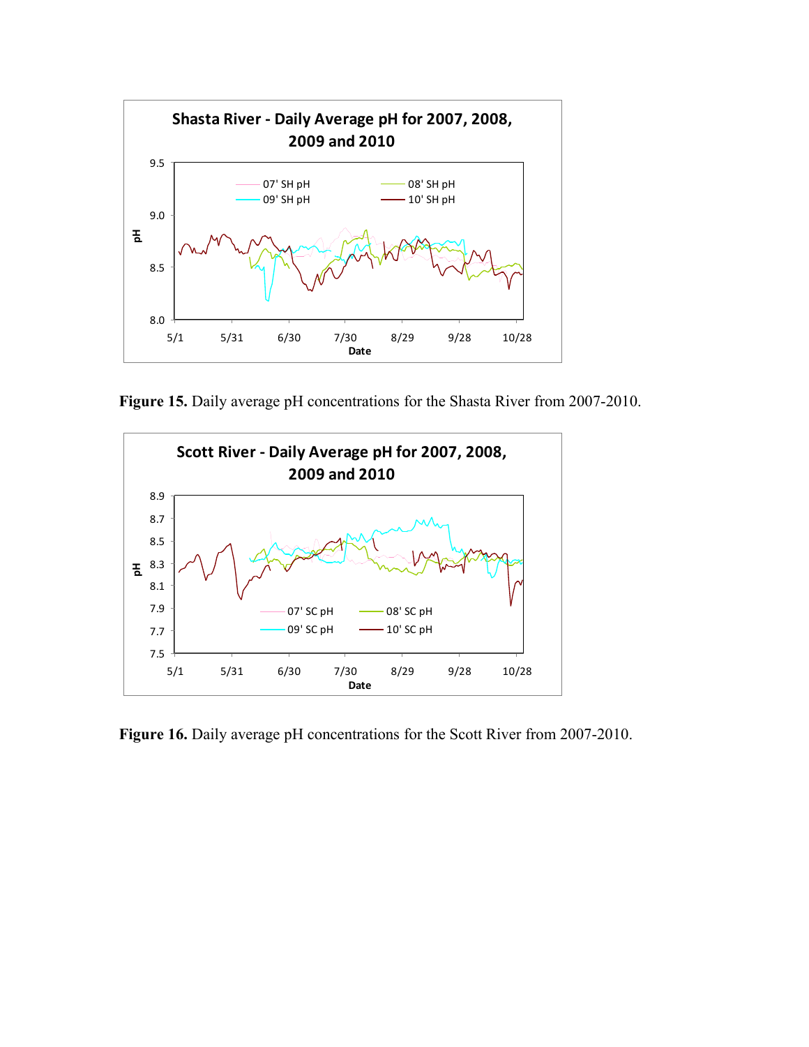**Figure 15.** Daily average pH concentrations for the Shasta River from 2007-2010.

**Figure 16.** Daily average pH concentrations for the Scott River from 2007-2010.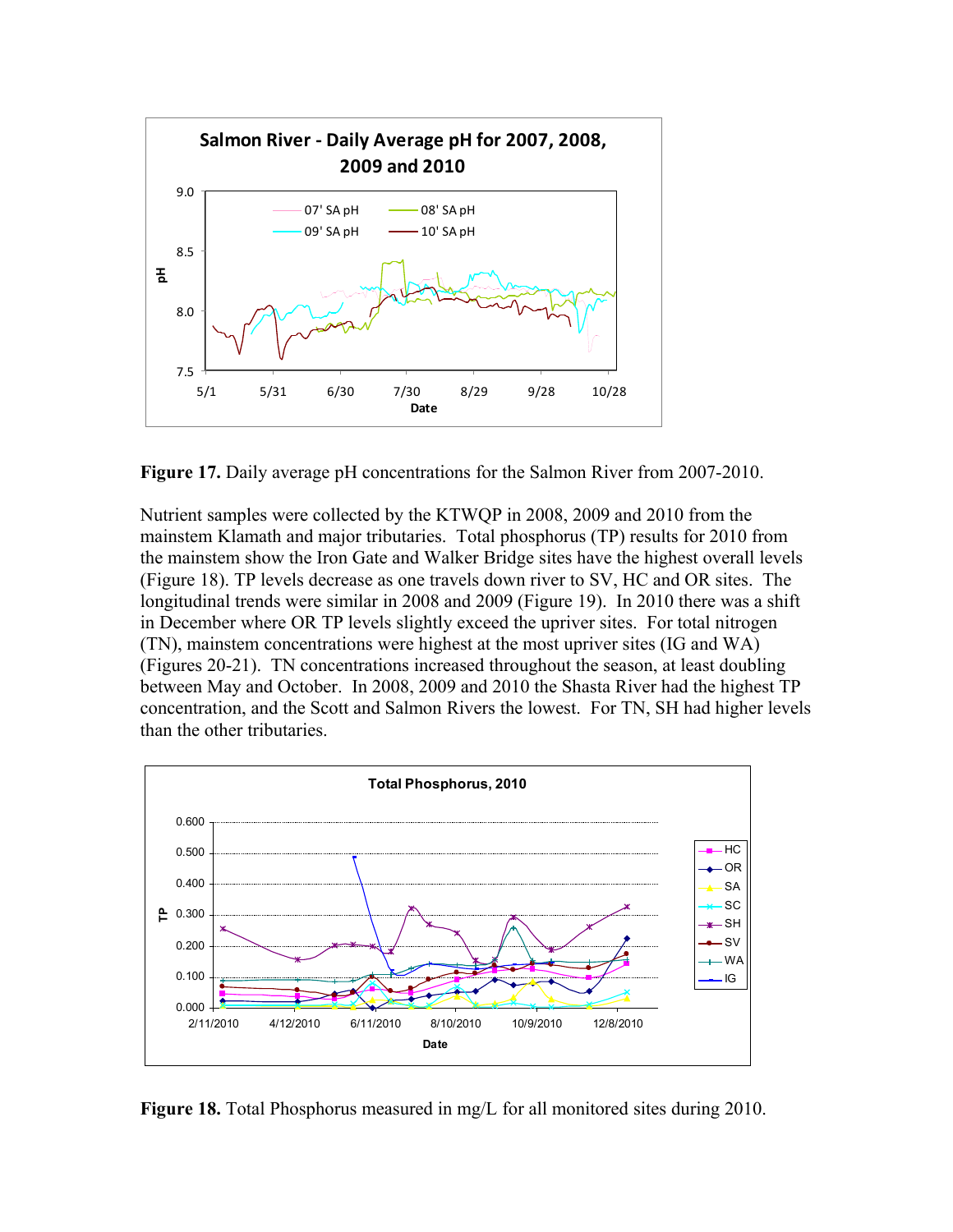**Figure 17.** Daily average pH concentrations for the Salmon River from 2007-2010.

Nutrient samples were collected by the KTWQP in 2008, 2009 and 2010 from the mainstem Klamath and major tributaries. Total phosphorus (TP) results for 2010 from the mainstem show the Iron Gate and Walker Bridge sites have the highest overall levels (Figure 18). TP levels decrease as one travels down river to SV, HC and OR sites. The longitudinal trends were similar in 2008 and 2009 (Figure 19). In 2010 there was a shift in December where OR TP levels slightly exceed the upriver sites. For total nitrogen (TN), mainstem concentrations were highest at the most upriver sites (IG and WA) (Figures 20-21). TN concentrations increased throughout the season, at least doubling between May and October. In 2008, 2009 and 2010 the Shasta River had the highest TP concentration, and the Scott and Salmon Rivers the lowest. For TN, SH had higher levels than the other tributaries.

**Figure 18.** Total Phosphorus measured in mg/L for all monitored sites during 2010.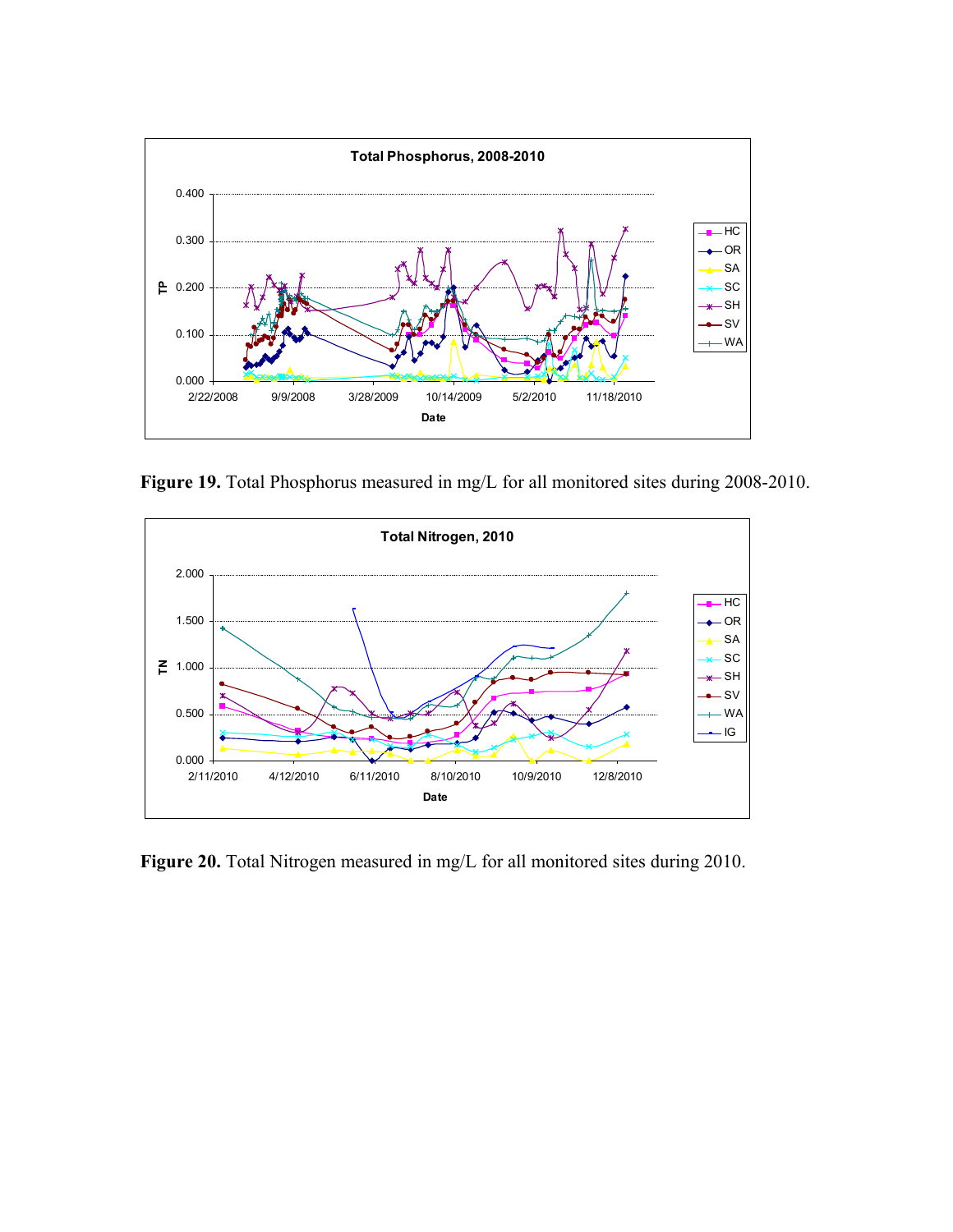**Figure 19.** Total Phosphorus measured in mg/L for all monitored sites during 2008-2010.

**Figure 20.** Total Nitrogen measured in mg/L for all monitored sites during 2010.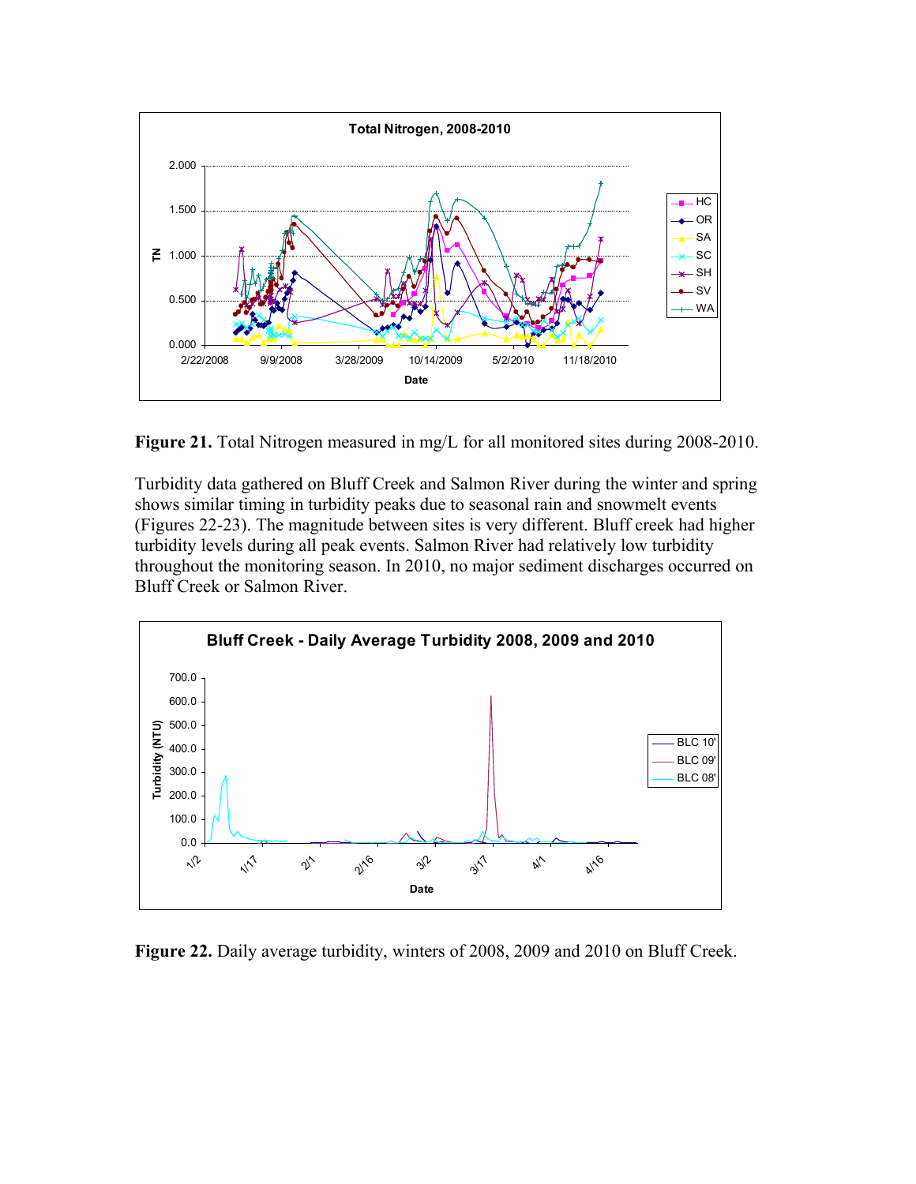**Figure 21.** Total Nitrogen measured in mg/L for all monitored sites during 2008-2010.

Turbidity data gathered on Bluff Creek and Salmon River during the winter and spring shows similar timing in turbidity peaks due to seasonal rain and snowmelt events (Figures 22-23). The magnitude between sites is very different. Bluff creek had higher turbidity levels during all peak events. Salmon River had relatively low turbidity throughout the monitoring season. In 2010, no major sediment discharges occurred on Bluff Creek or Salmon River.

**Figure 22.** Daily average turbidity, winters of 2008, 2009 and 2010 on Bluff Creek.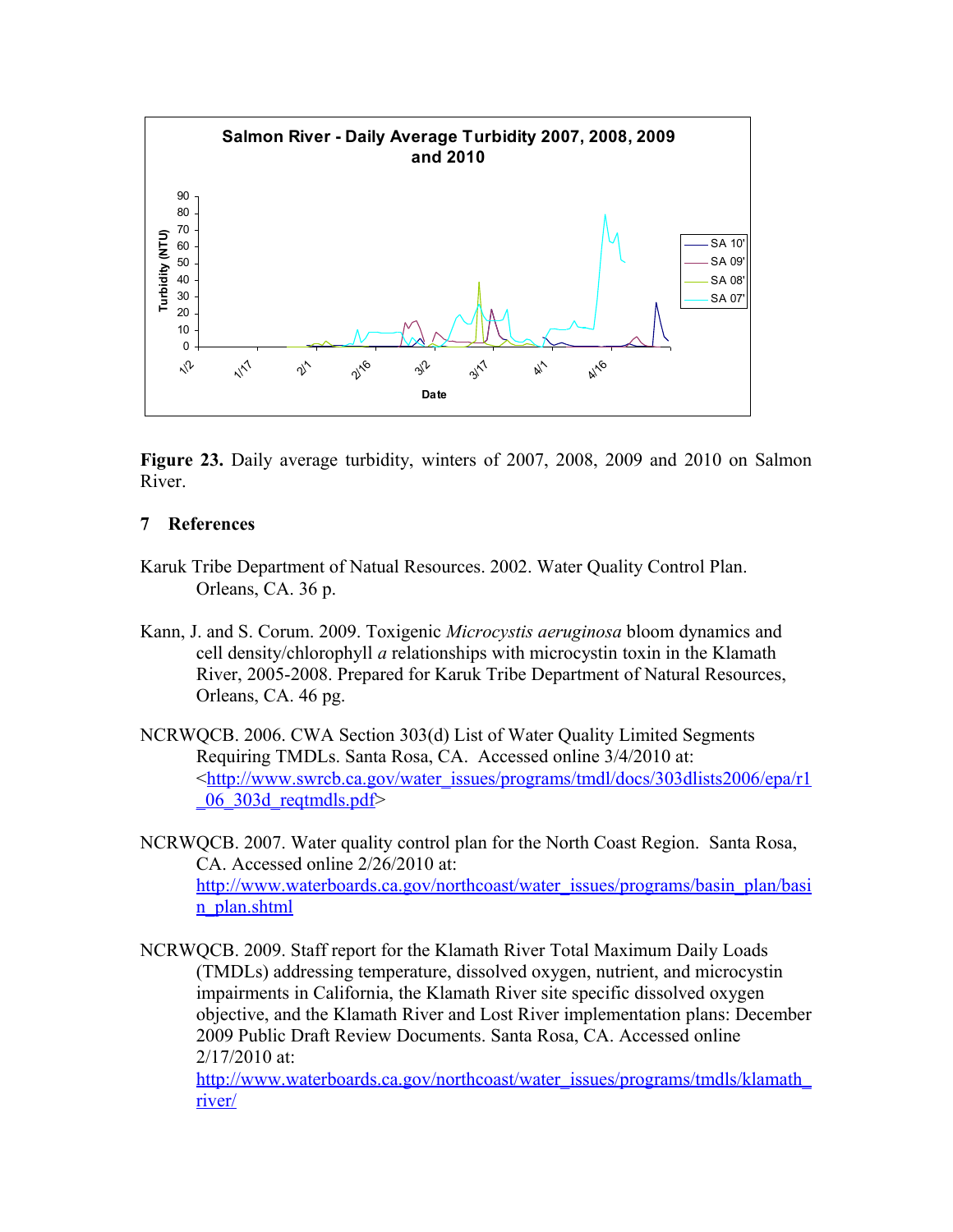Salmon River - Daily Average Turbidity 2007, 2008, 2009 and 2010

Turbidity (NTU)

90
80
70
60
50
40
30
20
10
0

1/2
1/17
2/1
2/16
3/2
3/17
4/1
4/16

Date

SA 10'
SA 09'
SA 08'
SA 07'

**Figure 23.** Daily average turbidity, winters of 2007, 2008, 2009 and 2010 on Salmon River.

## 7 References

Karuk Tribe Department of Natual Resources. 2002. Water Quality Control Plan. Orleans, CA. 36 p.

Kann, J. and S. Corum. 2009. Toxigenic *Microcystis aeruginosa* bloom dynamics and cell density/chlorophyll *a* relationships with microcystin toxin in the Klamath River, 2005-2008. Prepared for Karuk Tribe Department of Natural Resources, Orleans, CA. 46 pg.

NCRWQCB. 2006. CWA Section 303(d) List of Water Quality Limited Segments Requiring TMDLs. Santa Rosa, CA. Accessed online 3/4/2010 at: <http://www.swrcb.ca.gov/water_issues/programs/tmdl/docs/303dlists2006/epa/r1_06_303d_reqtmdls.pdf>

NCRWQCB. 2007. Water quality control plan for the North Coast Region. Santa Rosa, CA. Accessed online 2/26/2010 at: http://www.waterboards.ca.gov/northcoast/water_issues/programs/basin_plan/basin_plan.shtml

NCRWQCB. 2009. Staff report for the Klamath River Total Maximum Daily Loads (TMDLs) addressing temperature, dissolved oxygen, nutrient, and microcystin impairments in California, the Klamath River site specific dissolved oxygen objective, and the Klamath River and Lost River implementation plans: December 2009 Public Draft Review Documents. Santa Rosa, CA. Accessed online 2/17/2010 at: http://www.waterboards.ca.gov/northcoast/water_issues/programs/tmdls/klamath_river/